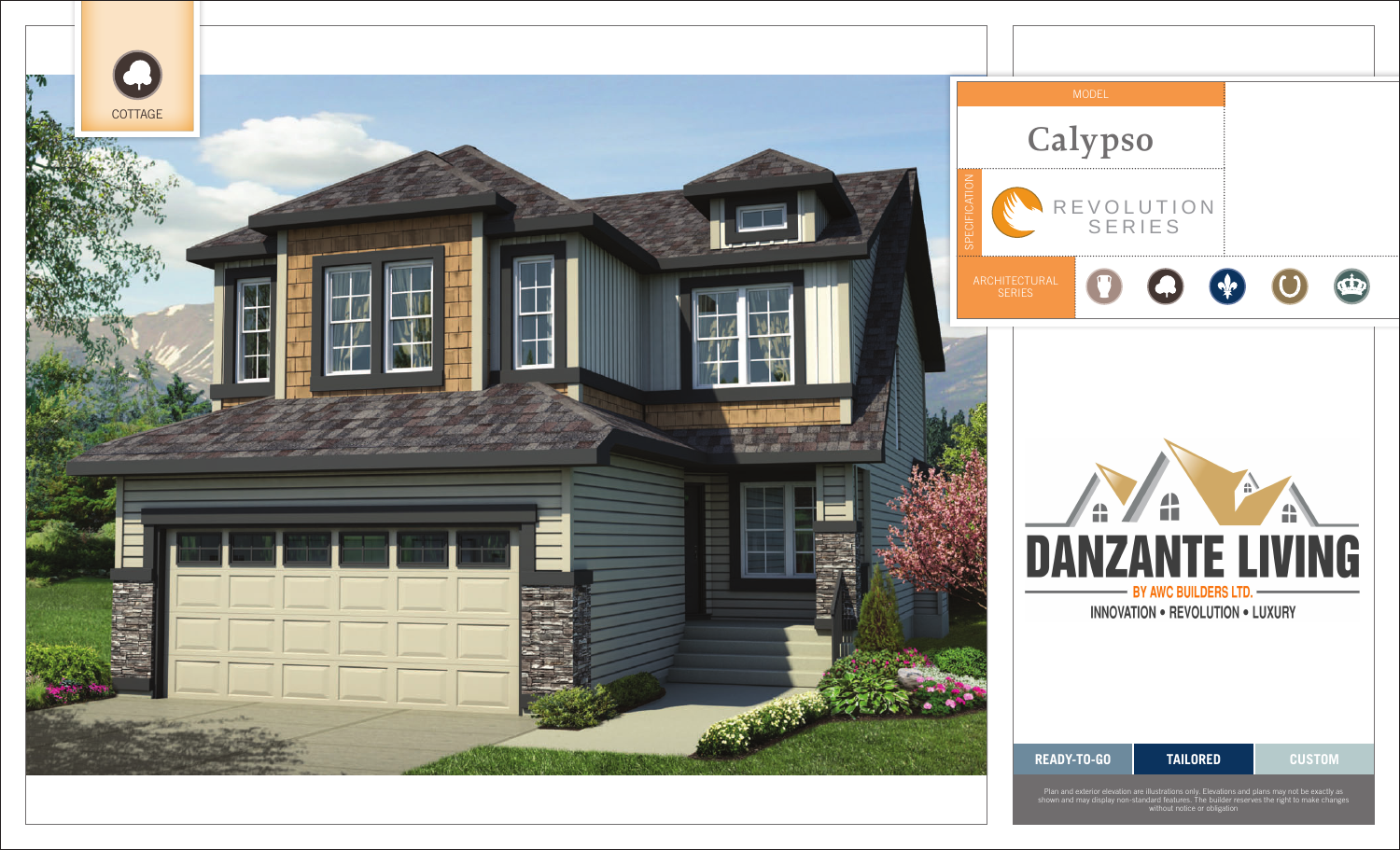COTTAGE

MODEL

# Calypso

SPECIFICATION

REVOLUTION SERIES

ARCHITECTURAL SERIES

DANZANTE LIVING

BY AWC BUILDERS LTD.

INNOVATION • REVOLUTION • LUXURY

| READY-TO-GO | TAILORED | CUSTOM |
| --- | --- | --- |

Plan and exterior elevation are illustrations only. Elevations and plans may not be exactly as shown and may display non-standard features. The builder reserves the right to make changes without notice or obligation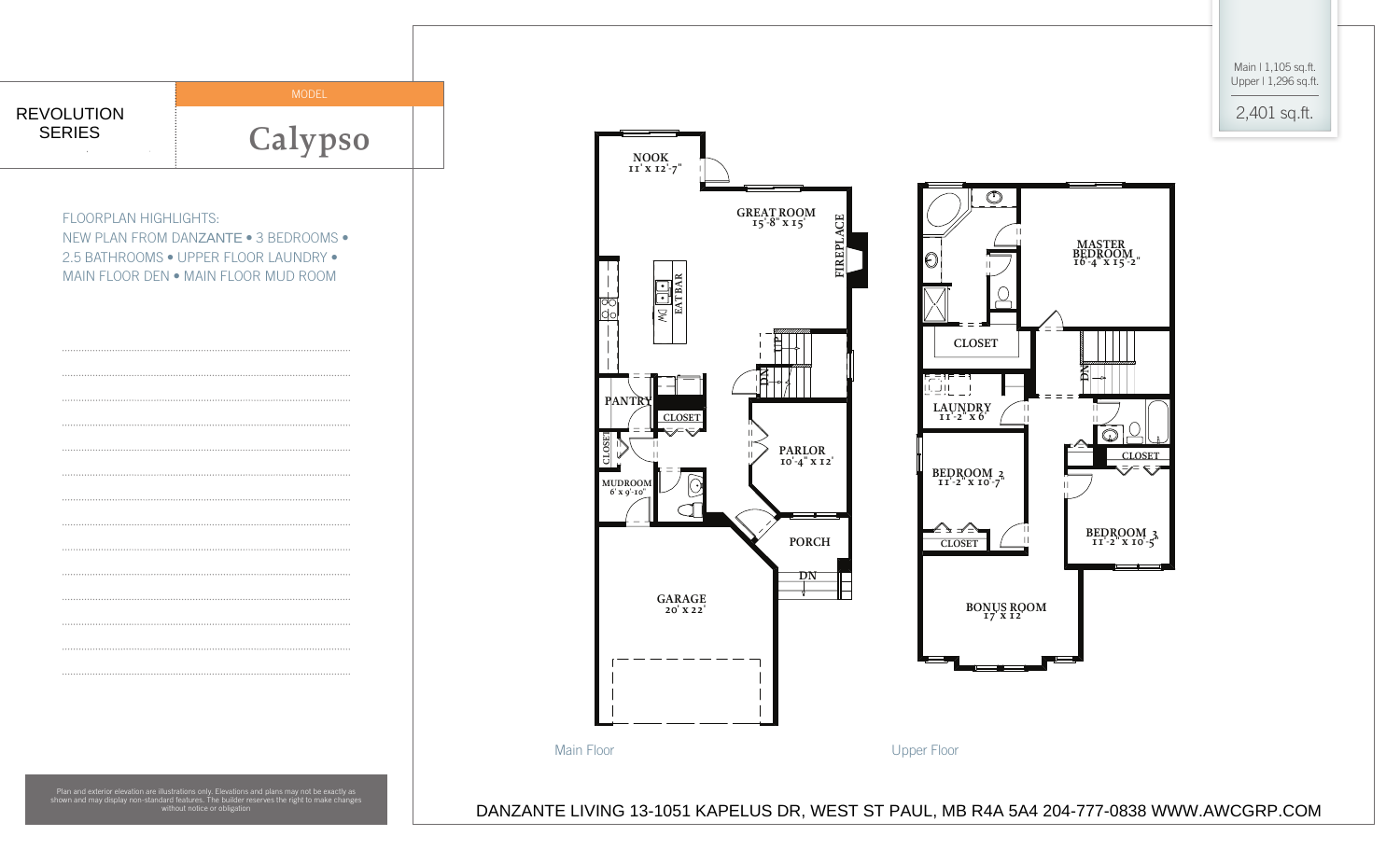REVOLUTION SERIES

MODEL

# Calypso

FLOORPLAN HIGHLIGHTS:
NEW PLAN FROM DANZANTE • 3 BEDROOMS • 2.5 BATHROOMS • UPPER FLOOR LAUNDRY • MAIN FLOOR DEN • MAIN FLOOR MUD ROOM

Main | 1,105 sq.ft.
Upper | 1,296 sq.ft.

2,401 sq.ft.

NOOK
11' x 12'-7"

GREAT ROOM
15'-8" x 15'

FIREPLACE

EATBAR

DW

UP

DN

PANTRY

CLOSET

CLOSET

MUDROOM
6' x 9'-10"

PARLOR
10'-4" x 12'

PORCH

DN

GARAGE
20' x 22'

Main Floor

MASTER BEDROOM
16'-4" x 15'-2"

CLOSET

DN

LAUNDRY
11'-2" x 6'

CLOSET

BEDROOM 2
11'-2" x 10'-7"

CLOSET

BEDROOM 3
11'-2" x 10'-5"

BONUS ROOM
17' x 12'

Upper Floor

Plan and exterior elevation are illustrations only. Elevations and plans may not be exactly as shown and may display non-standard features. The builder reserves the right to make changes without notice or obligation

DANZANTE LIVING 13-1051 KAPELUS DR, WEST ST PAUL, MB R4A 5A4 204-777-0838 WWW.AWCGRP.COM